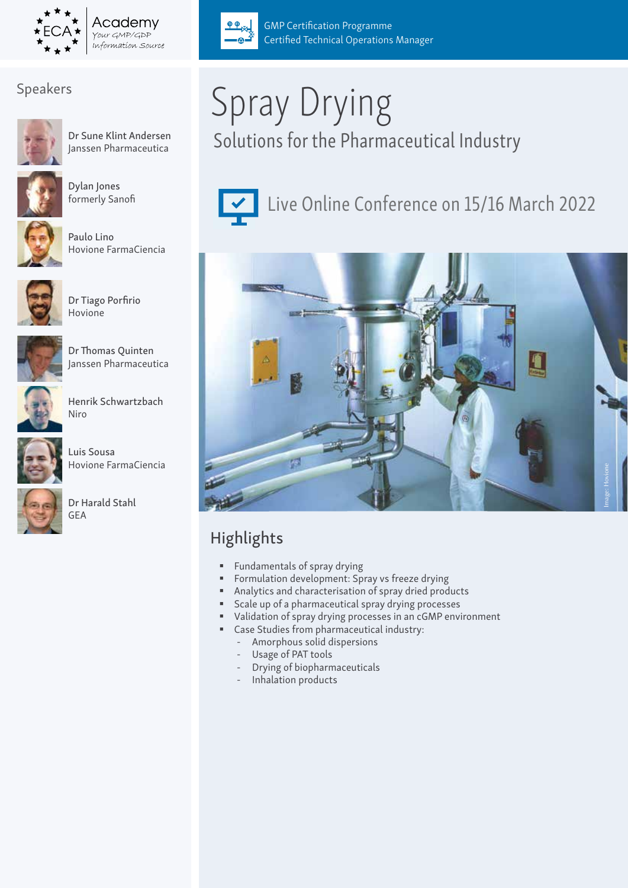ECA Academy – Your GMP/GDP Information Source

GMP Certification Programme
Certified Technical Operations Manager

# Spray Drying

## Solutions for the Pharmaceutical Industry

Live Online Conference on 15/16 March 2022

Image: Hovione

## Speakers

Dr Sune Klint Andersen
Janssen Pharmaceutica

Dylan Jones
formerly Sanofi

Paulo Lino
Hovione FarmaCiencia

Dr Tiago Porfirio
Hovione

Dr Thomas Quinten
Janssen Pharmaceutica

Henrik Schwartzbach
Niro

Luis Sousa
Hovione FarmaCiencia

Dr Harald Stahl
GEA

## Highlights

- Fundamentals of spray drying
- Formulation development: Spray vs freeze drying
- Analytics and characterisation of spray dried products
- Scale up of a pharmaceutical spray drying processes
- Validation of spray drying processes in an cGMP environment
- Case Studies from pharmaceutical industry:
  - Amorphous solid dispersions
  - Usage of PAT tools
  - Drying of biopharmaceuticals
  - Inhalation products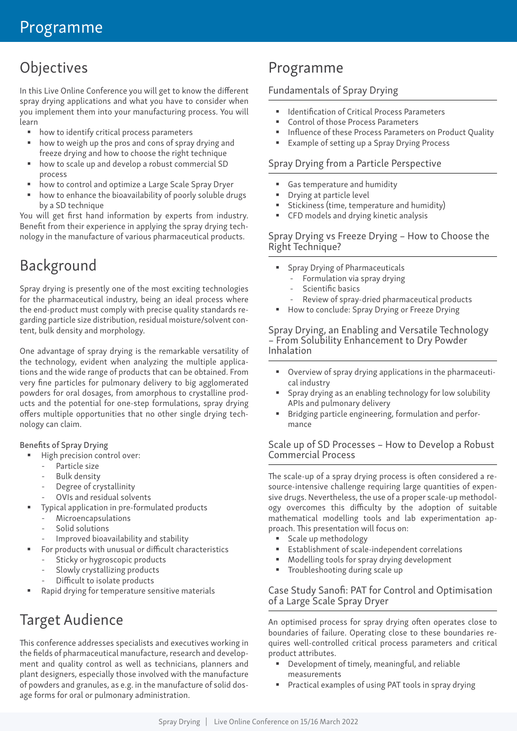# Programme

## Objectives

In this Live Online Conference you will get to know the different spray drying applications and what you have to consider when you implement them into your manufacturing process. You will learn

- how to identify critical process parameters
- how to weigh up the pros and cons of spray drying and freeze drying and how to choose the right technique
- how to scale up and develop a robust commercial SD process
- how to control and optimize a Large Scale Spray Dryer
- how to enhance the bioavailability of poorly soluble drugs by a SD technique

You will get first hand information by experts from industry. Benefit from their experience in applying the spray drying technology in the manufacture of various pharmaceutical products.

## Background

Spray drying is presently one of the most exciting technologies for the pharmaceutical industry, being an ideal process where the end-product must comply with precise quality standards regarding particle size distribution, residual moisture/solvent content, bulk density and morphology.

One advantage of spray drying is the remarkable versatility of the technology, evident when analyzing the multiple applications and the wide range of products that can be obtained. From very fine particles for pulmonary delivery to big agglomerated powders for oral dosages, from amorphous to crystalline products and the potential for one-step formulations, spray drying offers multiple opportunities that no other single drying technology can claim.

Benefits of Spray Drying

- High precision control over:
  - Particle size
  - Bulk density
  - Degree of crystallinity
  - OVIs and residual solvents
- Typical application in pre-formulated products
  - Microencapsulations
  - Solid solutions
  - Improved bioavailability and stability
- For products with unusual or difficult characteristics
  - Sticky or hygroscopic products
  - Slowly crystallizing products
  - Difficult to isolate products
- Rapid drying for temperature sensitive materials

## Target Audience

This conference addresses specialists and executives working in the fields of pharmaceutical manufacture, research and development and quality control as well as technicians, planners and plant designers, especially those involved with the manufacture of powders and granules, as e.g. in the manufacture of solid dosage forms for oral or pulmonary administration.

## Programme

### Fundamentals of Spray Drying

- Identification of Critical Process Parameters
- Control of those Process Parameters
- Influence of these Process Parameters on Product Quality
- Example of setting up a Spray Drying Process

### Spray Drying from a Particle Perspective

- Gas temperature and humidity
- Drying at particle level
- Stickiness (time, temperature and humidity)
- CFD models and drying kinetic analysis

### Spray Drying vs Freeze Drying – How to Choose the Right Technique?

- Spray Drying of Pharmaceuticals
  - Formulation via spray drying
  - Scientific basics
  - Review of spray-dried pharmaceutical products
- How to conclude: Spray Drying or Freeze Drying

### Spray Drying, an Enabling and Versatile Technology – From Solubility Enhancement to Dry Powder Inhalation

- Overview of spray drying applications in the pharmaceutical industry
- Spray drying as an enabling technology for low solubility APIs and pulmonary delivery
- Bridging particle engineering, formulation and performance

### Scale up of SD Processes – How to Develop a Robust Commercial Process

The scale-up of a spray drying process is often considered a resource-intensive challenge requiring large quantities of expensive drugs. Nevertheless, the use of a proper scale-up methodology overcomes this difficulty by the adoption of suitable mathematical modelling tools and lab experimentation approach. This presentation will focus on:

- Scale up methodology
- Establishment of scale-independent correlations
- Modelling tools for spray drying development
- Troubleshooting during scale up

### Case Study Sanofi: PAT for Control and Optimisation of a Large Scale Spray Dryer

An optimised process for spray drying often operates close to boundaries of failure. Operating close to these boundaries requires well-controlled critical process parameters and critical product attributes.

- Development of timely, meaningful, and reliable measurements
- Practical examples of using PAT tools in spray drying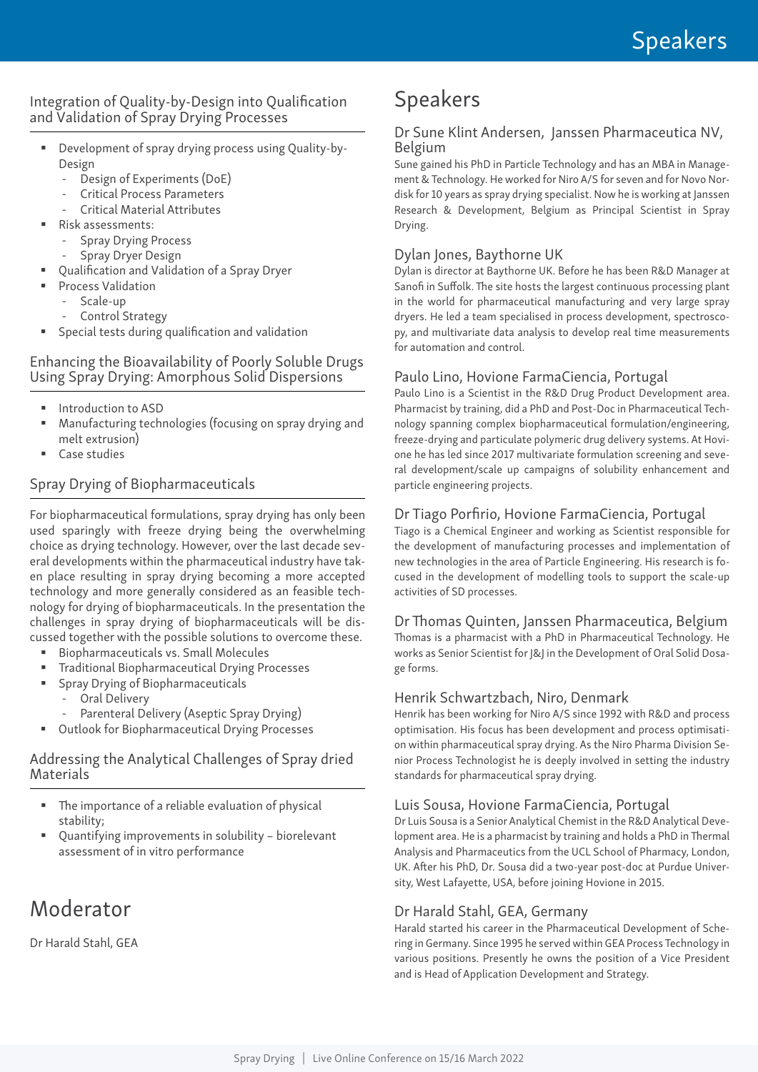## Integration of Quality-by-Design into Qualification and Validation of Spray Drying Processes

- Development of spray drying process using Quality-by-Design
  - Design of Experiments (DoE)
  - Critical Process Parameters
  - Critical Material Attributes
- Risk assessments:
  - Spray Drying Process
  - Spray Dryer Design
- Qualification and Validation of a Spray Dryer
- Process Validation
  - Scale-up
  - Control Strategy
- Special tests during qualification and validation

## Enhancing the Bioavailability of Poorly Soluble Drugs Using Spray Drying: Amorphous Solid Dispersions

- Introduction to ASD
- Manufacturing technologies (focusing on spray drying and melt extrusion)
- Case studies

## Spray Drying of Biopharmaceuticals

For biopharmaceutical formulations, spray drying has only been used sparingly with freeze drying being the overwhelming choice as drying technology. However, over the last decade several developments within the pharmaceutical industry have taken place resulting in spray drying becoming a more accepted technology and more generally considered as an feasible technology for drying of biopharmaceuticals. In the presentation the challenges in spray drying of biopharmaceuticals will be discussed together with the possible solutions to overcome these.

- Biopharmaceuticals vs. Small Molecules
- Traditional Biopharmaceutical Drying Processes
- Spray Drying of Biopharmaceuticals
  - Oral Delivery
  - Parenteral Delivery (Aseptic Spray Drying)
- Outlook for Biopharmaceutical Drying Processes

## Addressing the Analytical Challenges of Spray dried Materials

- The importance of a reliable evaluation of physical stability;
- Quantifying improvements in solubility – biorelevant assessment of in vitro performance

# Moderator

Dr Harald Stahl, GEA

# Speakers

### Dr Sune Klint Andersen, Janssen Pharmaceutica NV, Belgium

Sune gained his PhD in Particle Technology and has an MBA in Management & Technology. He worked for Niro A/S for seven and for Novo Nordisk for 10 years as spray drying specialist. Now he is working at Janssen Research & Development, Belgium as Principal Scientist in Spray Drying.

### Dylan Jones, Baythorne UK

Dylan is director at Baythorne UK. Before he has been R&D Manager at Sanofi in Suffolk. The site hosts the largest continuous processing plant in the world for pharmaceutical manufacturing and very large spray dryers. He led a team specialised in process development, spectroscopy, and multivariate data analysis to develop real time measurements for automation and control.

### Paulo Lino, Hovione FarmaCiencia, Portugal

Paulo Lino is a Scientist in the R&D Drug Product Development area. Pharmacist by training, did a PhD and Post-Doc in Pharmaceutical Technology spanning complex biopharmaceutical formulation/engineering, freeze-drying and particulate polymeric drug delivery systems. At Hovione he has led since 2017 multivariate formulation screening and several development/scale up campaigns of solubility enhancement and particle engineering projects.

### Dr Tiago Porfirio, Hovione FarmaCiencia, Portugal

Tiago is a Chemical Engineer and working as Scientist responsible for the development of manufacturing processes and implementation of new technologies in the area of Particle Engineering. His research is focused in the development of modelling tools to support the scale-up activities of SD processes.

### Dr Thomas Quinten, Janssen Pharmaceutica, Belgium

Thomas is a pharmacist with a PhD in Pharmaceutical Technology. He works as Senior Scientist for J&J in the Development of Oral Solid Dosage forms.

### Henrik Schwartzbach, Niro, Denmark

Henrik has been working for Niro A/S since 1992 with R&D and process optimisation. His focus has been development and process optimisation within pharmaceutical spray drying. As the Niro Pharma Division Senior Process Technologist he is deeply involved in setting the industry standards for pharmaceutical spray drying.

### Luis Sousa, Hovione FarmaCiencia, Portugal

Dr Luis Sousa is a Senior Analytical Chemist in the R&D Analytical Development area. He is a pharmacist by training and holds a PhD in Thermal Analysis and Pharmaceutics from the UCL School of Pharmacy, London, UK. After his PhD, Dr. Sousa did a two-year post-doc at Purdue University, West Lafayette, USA, before joining Hovione in 2015.

### Dr Harald Stahl, GEA, Germany

Harald started his career in the Pharmaceutical Development of Schering in Germany. Since 1995 he served within GEA Process Technology in various positions. Presently he owns the position of a Vice President and is Head of Application Development and Strategy.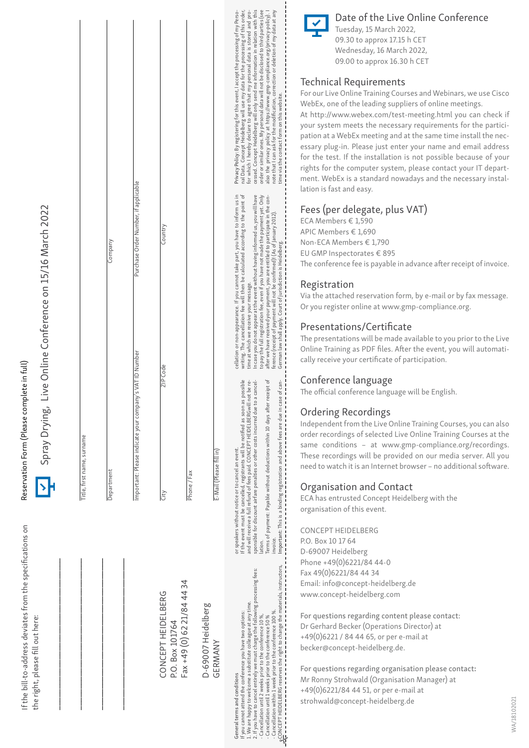If the bill-to-address deviates from the specifications on the right, please fill out here:

CONCEPT HEIDELBERG
P.O. Box 101764
Fax +49 (0) 62 21/84 44 34

D-69007 Heidelberg
GERMANY

Reservation Form (Please complete in full)

## Spray Drying, Live Online Conference on 15/16 March 2022

Title, first name, surname

Department | Company

Important: Please indicate your company's VAT ID Number | Purchase Order Number, if applicable

City | ZIP Code | Country

Phone / Fax

E-Mail (Please fill in)

General terms and conditions
If you cannot attend the conference you have two options:
1. We are happy to welcome a substitute colleague at any time.
2. If you have to cancel entirely we must charge the following processing fees:
- Cancellation until 2 weeks prior to the conference 10 %,
- Cancellation until 1 weeks prior to the conference 50 %
- Cancellation within 1 week prior to the conference 100 %.

CONCEPT HEIDELBERG reserves the right to change the materials, instructors, or speakers without notice or to cancel an event.
If the event must be cancelled, registrants will be notified as soon as possible and will receive a full refund of fees paid. CONCEPT HEIDELBERG will not be responsible for discount airfare penalties or other costs incurred due to a cancellation.
Terms of payment: Payable without deductions within 10 days after receipt of invoice.
Important: This is a binding registration and above fees are due in case of cancellation or non-appearance. If you cannot take part, you have to inform us in writing. The cancellation fee will then be calculated according to the point of time at which we receive your message.
In case you do not appear at the event without having informed us, you will have to pay the full registration fee, even if you have not made the payment yet. Only after we have received your payment, you are entitled to participate in the conference (receipt of payment will not be confirmed)! (As of January 2012).
German law shall apply. Court of jurisdiction is Heidelberg.

Privacy Policy: By registering for this event, I accept the processing of my Personal Data. Concept Heidelberg will use my data for the processing of this order, for which I hereby declare to agree that my personal data is stored and processed. Concept Heidelberg will only send me information in relation with this order or similar ones. My personal data will not be disclosed to third parties (see also the privacy policy at https://www.gmp-compliance.org/privacy-policy). I note that I can ask for the modification, correction or deletion of my data at any time via the contact form on this website.

## Date of the Live Online Conference

Tuesday, 15 March 2022,
09.30 to approx 17.15 h CET
Wednesday, 16 March 2022,
09.00 to approx 16.30 h CET

## Technical Requirements

For our Live Online Training Courses and Webinars, we use Cisco WebEx, one of the leading suppliers of online meetings.
At http://www.webex.com/test-meeting.html you can check if your system meets the necessary requirements for the participation at a WebEx meeting and at the same time install the necessary plug-in. Please just enter your name and email address for the test. If the installation is not possible because of your rights for the computer system, please contact your IT department. WebEx is a standard nowadays and the necessary installation is fast and easy.

## Fees (per delegate, plus VAT)

ECA Members € 1,590
APIC Members € 1,690
Non-ECA Members € 1,790
EU GMP Inspectorates € 895
The conference fee is payable in advance after receipt of invoice.

## Registration

Via the attached reservation form, by e-mail or by fax message. Or you register online at www.gmp-compliance.org.

## Presentations/Certificate

The presentations will be made available to you prior to the Live Online Training as PDF files. After the event, you will automatically receive your certificate of participation.

## Conference language

The official conference language will be English.

## Ordering Recordings

Independent from the Live Online Training Courses, you can also order recordings of selected Live Online Training Courses at the same conditions – at www.gmp-compliance.org/recordings. These recordings will be provided on our media server. All you need to watch it is an Internet browser – no additional software.

## Organisation and Contact

ECA has entrusted Concept Heidelberg with the organisation of this event.

CONCEPT HEIDELBERG
P.O. Box 10 17 64
D-69007 Heidelberg
Phone +49(0)6221/84 44-0
Fax 49(0)6221/84 44 34
Email: info@concept-heidelberg.de
www.concept-heidelberg.com

For questions regarding content please contact:
Dr Gerhard Becker (Operations Director) at +49(0)6221 / 84 44 65, or per e-mail at becker@concept-heidelberg.de.

For questions regarding organisation please contact:
Mr Ronny Strohwald (Organisation Manager) at +49(0)6221/84 44 51, or per e-mail at strohwald@concept-heidelberg.de

WA/18102021